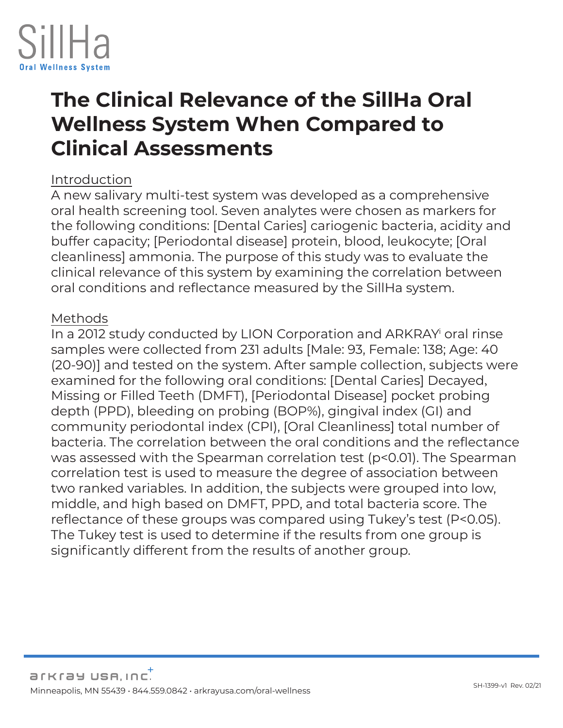SillHa
Oral Wellness System

# The Clinical Relevance of the SillHa Oral Wellness System When Compared to Clinical Assessments

## Introduction

A new salivary multi-test system was developed as a comprehensive oral health screening tool. Seven analytes were chosen as markers for the following conditions: [Dental Caries] cariogenic bacteria, acidity and buffer capacity; [Periodontal disease] protein, blood, leukocyte; [Oral cleanliness] ammonia. The purpose of this study was to evaluate the clinical relevance of this system by examining the correlation between oral conditions and reflectance measured by the SillHa system.

## Methods

In a 2012 study conducted by LION Corporation and ARKRAY[i] oral rinse samples were collected from 231 adults [Male: 93, Female: 138; Age: 40 (20-90)] and tested on the system. After sample collection, subjects were examined for the following oral conditions: [Dental Caries] Decayed, Missing or Filled Teeth (DMFT), [Periodontal Disease] pocket probing depth (PPD), bleeding on probing (BOP%), gingival index (GI) and community periodontal index (CPI), [Oral Cleanliness] total number of bacteria. The correlation between the oral conditions and the reflectance was assessed with the Spearman correlation test ($p<0.01$). The Spearman correlation test is used to measure the degree of association between two ranked variables. In addition, the subjects were grouped into low, middle, and high based on DMFT, PPD, and total bacteria score. The reflectance of these groups was compared using Tukey's test ($P<0.05$). The Tukey test is used to determine if the results from one group is significantly different from the results of another group.

arkray USA, INC.
Minneapolis, MN 55439 • 844.559.0842 • arkrayusa.com/oral-wellness

SH-1399-v1 Rev. 02/21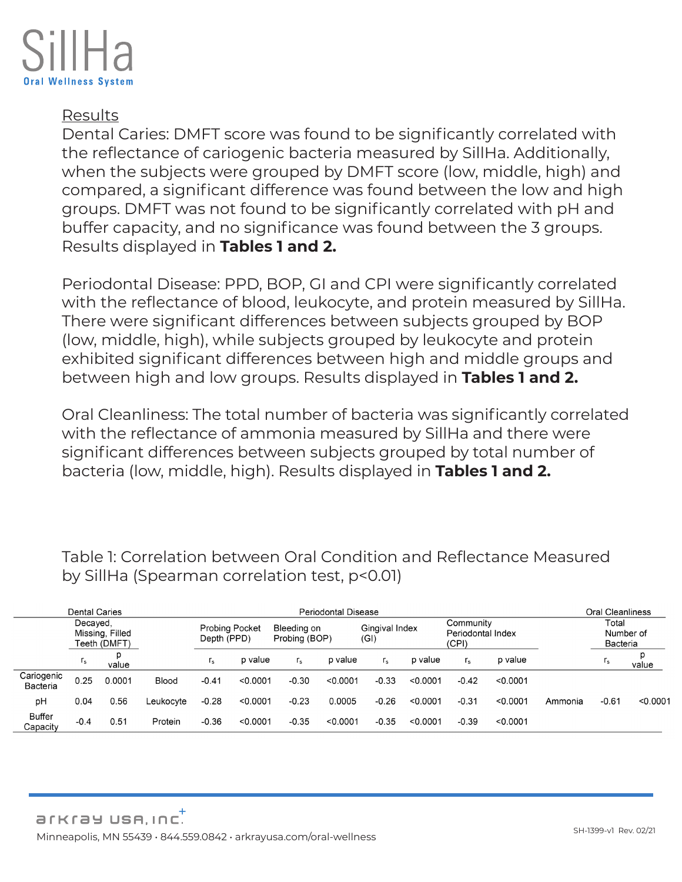## Results

Dental Caries: DMFT score was found to be significantly correlated with the reflectance of cariogenic bacteria measured by SillHa. Additionally, when the subjects were grouped by DMFT score (low, middle, high) and compared, a significant difference was found between the low and high groups. DMFT was not found to be significantly correlated with pH and buffer capacity, and no significance was found between the 3 groups. Results displayed in **Tables 1 and 2.**

Periodontal Disease: PPD, BOP, GI and CPI were significantly correlated with the reflectance of blood, leukocyte, and protein measured by SillHa. There were significant differences between subjects grouped by BOP (low, middle, high), while subjects grouped by leukocyte and protein exhibited significant differences between high and middle groups and between high and low groups. Results displayed in **Tables 1 and 2.**

Oral Cleanliness: The total number of bacteria was significantly correlated with the reflectance of ammonia measured by SillHa and there were significant differences between subjects grouped by total number of bacteria (low, middle, high). Results displayed in **Tables 1 and 2.**

Table 1: Correlation between Oral Condition and Reflectance Measured by SillHa (Spearman correlation test, $p<0.01$)

| Dental Caries | | | Periodontal Disease | | | | | | | | | Oral Cleanliness | | |
|---|---|---|---|---|---|---|---|---|---|---|---|---|---|---|
| | Decayed, Missing, Filled Teeth (DMFT) | | | Probing Pocket Depth (PPD) | | Bleeding on Probing (BOP) | | Gingival Index (GI) | | Community Periodontal Index (CPI) | | | Total Number of Bacteria | |
| | $r_s$ | p value | | $r_s$ | p value | $r_s$ | p value | $r_s$ | p value | $r_s$ | p value | | $r_s$ | p value |
| Cariogenic Bacteria | 0.25 | 0.0001 | Blood | -0.41 | <0.0001 | -0.30 | <0.0001 | -0.33 | <0.0001 | -0.42 | <0.0001 | | | |
| pH | 0.04 | 0.56 | Leukocyte | -0.28 | <0.0001 | -0.23 | 0.0005 | -0.26 | <0.0001 | -0.31 | <0.0001 | Ammonia | -0.61 | <0.0001 |
| Buffer Capacity | -0.4 | 0.51 | Protein | -0.36 | <0.0001 | -0.35 | <0.0001 | -0.35 | <0.0001 | -0.39 | <0.0001 | | | |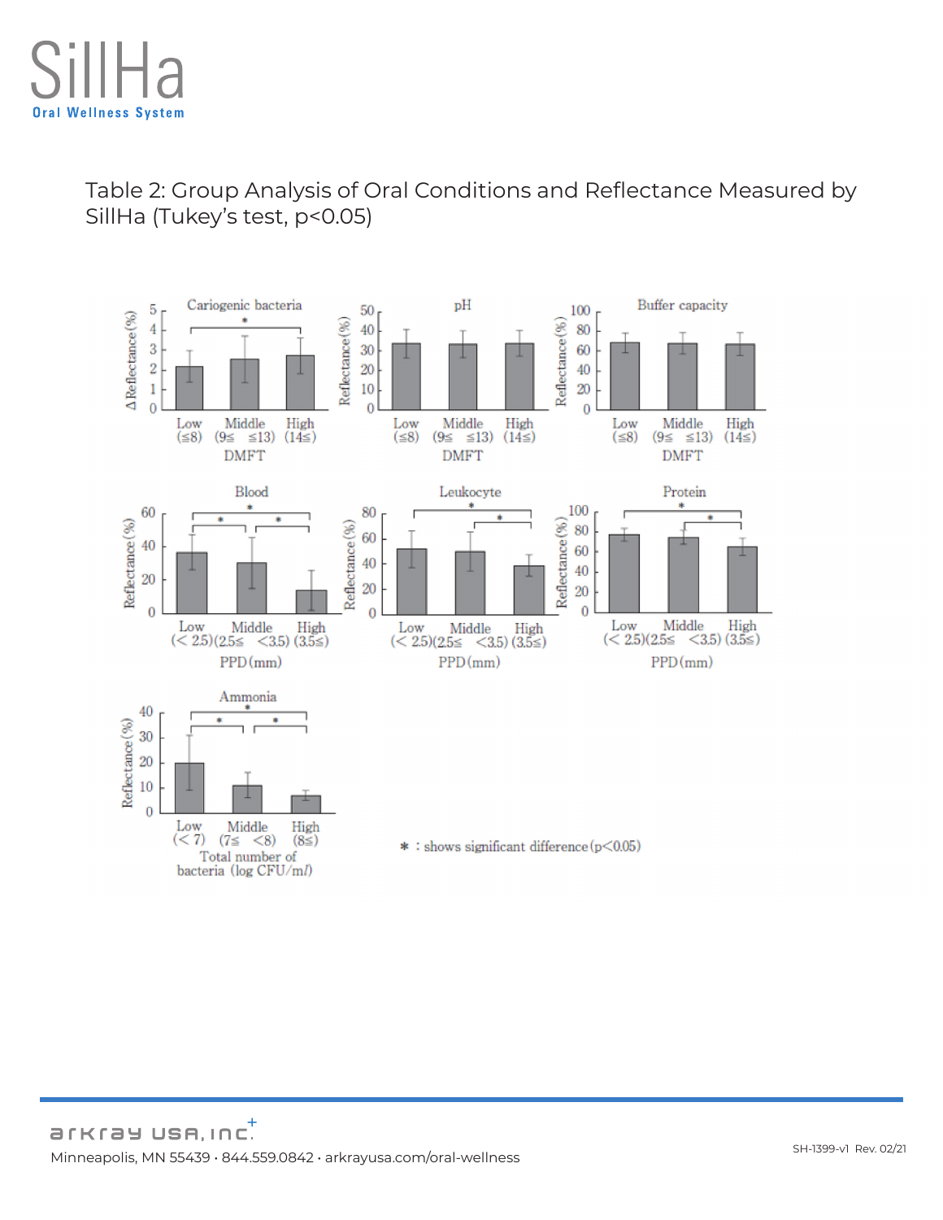# Table 2: Group Analysis of Oral Conditions and Reflectance Measured by SillHa (Tukey's test, $p<0.05$)

Cariogenic bacteria

pH

Buffer capacity

Blood

Leukocyte

Protein

Ammonia

＊ : shows significant difference ($p<0.05$)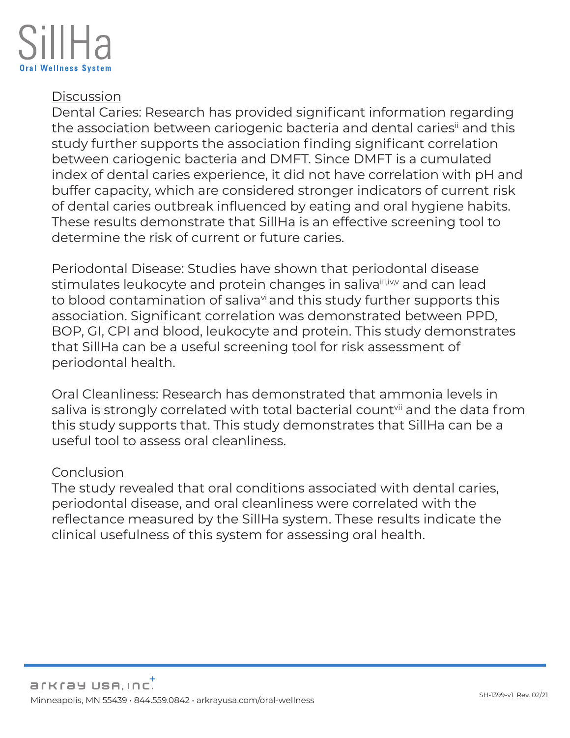## Discussion

Dental Caries: Research has provided significant information regarding the association between cariogenic bacteria and dental caries[ii] and this study further supports the association finding significant correlation between cariogenic bacteria and DMFT. Since DMFT is a cumulated index of dental caries experience, it did not have correlation with pH and buffer capacity, which are considered stronger indicators of current risk of dental caries outbreak influenced by eating and oral hygiene habits. These results demonstrate that SillHa is an effective screening tool to determine the risk of current or future caries.

Periodontal Disease: Studies have shown that periodontal disease stimulates leukocyte and protein changes in saliva[iii,iv,v] and can lead to blood contamination of saliva[vi] and this study further supports this association. Significant correlation was demonstrated between PPD, BOP, GI, CPI and blood, leukocyte and protein. This study demonstrates that SillHa can be a useful screening tool for risk assessment of periodontal health.

Oral Cleanliness: Research has demonstrated that ammonia levels in saliva is strongly correlated with total bacterial count[vii] and the data from this study supports that. This study demonstrates that SillHa can be a useful tool to assess oral cleanliness.

## Conclusion

The study revealed that oral conditions associated with dental caries, periodontal disease, and oral cleanliness were correlated with the reflectance measured by the SillHa system. These results indicate the clinical usefulness of this system for assessing oral health.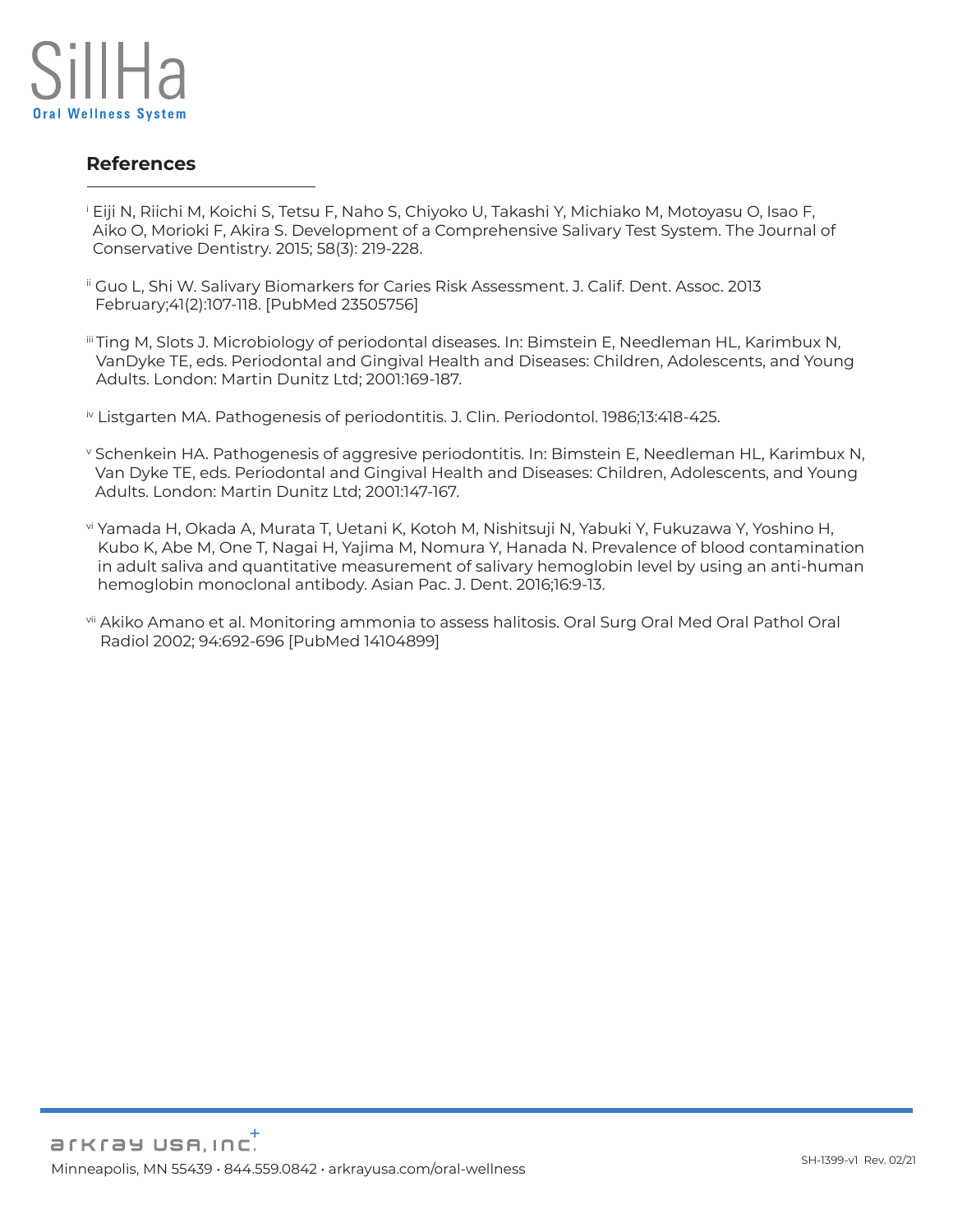SillHa
Oral Wellness System

## References

[i] Eiji N, Riichi M, Koichi S, Tetsu F, Naho S, Chiyoko U, Takashi Y, Michiako M, Motoyasu O, Isao F, Aiko O, Morioki F, Akira S. Development of a Comprehensive Salivary Test System. The Journal of Conservative Dentistry. 2015; 58(3): 219-228.

[ii] Guo L, Shi W. Salivary Biomarkers for Caries Risk Assessment. J. Calif. Dent. Assoc. 2013 February;41(2):107-118. [PubMed 23505756]

[iii] Ting M, Slots J. Microbiology of periodontal diseases. In: Bimstein E, Needleman HL, Karimbux N, VanDyke TE, eds. Periodontal and Gingival Health and Diseases: Children, Adolescents, and Young Adults. London: Martin Dunitz Ltd; 2001:169-187.

[iv] Listgarten MA. Pathogenesis of periodontitis. J. Clin. Periodontol. 1986;13:418-425.

[v] Schenkein HA. Pathogenesis of aggresive periodontitis. In: Bimstein E, Needleman HL, Karimbux N, Van Dyke TE, eds. Periodontal and Gingival Health and Diseases: Children, Adolescents, and Young Adults. London: Martin Dunitz Ltd; 2001:147-167.

[vi] Yamada H, Okada A, Murata T, Uetani K, Kotoh M, Nishitsuji N, Yabuki Y, Fukuzawa Y, Yoshino H, Kubo K, Abe M, One T, Nagai H, Yajima M, Nomura Y, Hanada N. Prevalence of blood contamination in adult saliva and quantitative measurement of salivary hemoglobin level by using an anti-human hemoglobin monoclonal antibody. Asian Pac. J. Dent. 2016;16:9-13.

[vii] Akiko Amano et al. Monitoring ammonia to assess halitosis. Oral Surg Oral Med Oral Pathol Oral Radiol 2002; 94:692-696 [PubMed 14104899]

arkray USA, Inc.
Minneapolis, MN 55439 • 844.559.0842 • arkrayusa.com/oral-wellness

SH-1399-v1 Rev. 02/21